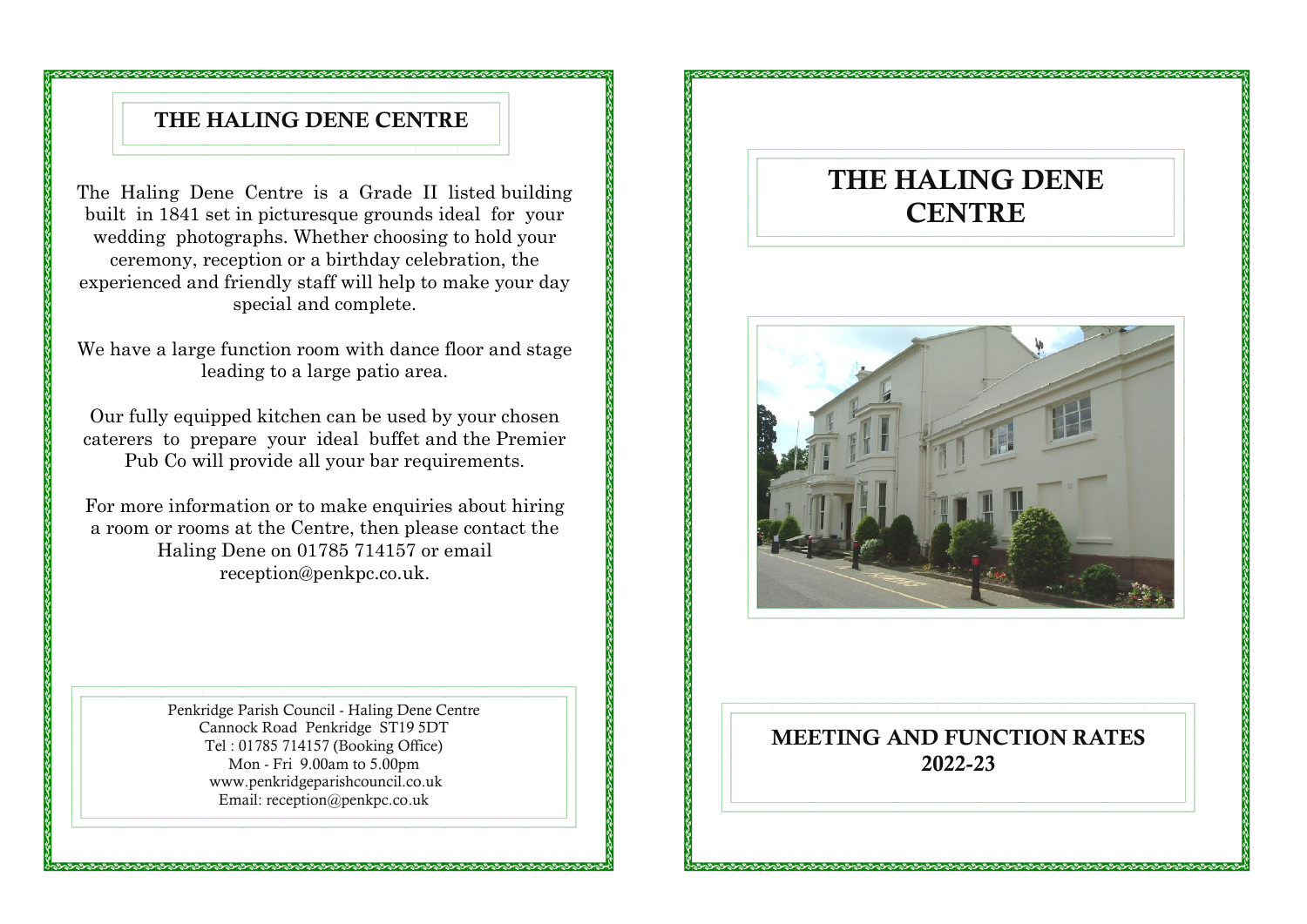## THE HALING DENE CENTRE

The Haling Dene Centre is a Grade II listed building built in 1841 set in picturesque grounds ideal for your wedding photographs. Whether choosing to hold your ceremony, reception or a birthday celebration, the experienced and friendly staff will help to make your day special and complete.

We have a large function room with dance floor and stage leading to a large patio area.

Our fully equipped kitchen can be used by your chosen caterers to prepare your ideal buffet and the Premier Pub Co will provide all your bar requirements.

For more information or to make enquiries about hiring a room or rooms at the Centre, then please contact the Haling Dene on 01785 714157 or email reception@penkpc.co.uk.

Penkridge Parish Council - Haling Dene Centre
Cannock Road Penkridge ST19 5DT
Tel : 01785 714157 (Booking Office)
Mon - Fri 9.00am to 5.00pm
www.penkridgeparishcouncil.co.uk
Email: reception@penkpc.co.uk

# THE HALING DENE CENTRE

## MEETING AND FUNCTION RATES 2022-23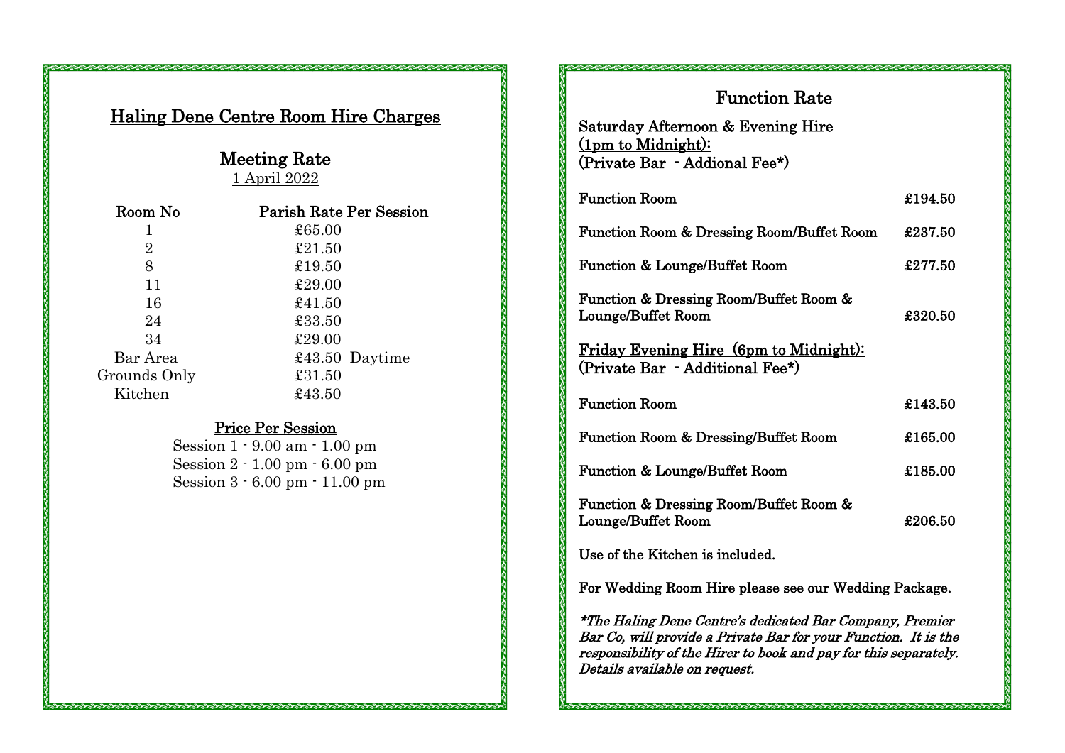# Haling Dene Centre Room Hire Charges

## Meeting Rate

1 April 2022

| Room No | Parish Rate Per Session |
|---|---|
| 1 | £65.00 |
| 2 | £21.50 |
| 8 | £19.50 |
| 11 | £29.00 |
| 16 | £41.50 |
| 24 | £33.50 |
| 34 | £29.00 |
| Bar Area | £43.50 Daytime |
| Grounds Only | £31.50 |
| Kitchen | £43.50 |

**Price Per Session**

Session 1 - 9.00 am - 1.00 pm
Session 2 - 1.00 pm - 6.00 pm
Session 3 - 6.00 pm - 11.00 pm

## Function Rate

**Saturday Afternoon & Evening Hire (1pm to Midnight): (Private Bar - Addional Fee*)**

| | |
|---|---|
| Function Room | £194.50 |
| Function Room & Dressing Room/Buffet Room | £237.50 |
| Function & Lounge/Buffet Room | £277.50 |
| Function & Dressing Room/Buffet Room & Lounge/Buffet Room | £320.50 |

**Friday Evening Hire (6pm to Midnight): (Private Bar - Additional Fee*)**

| | |
|---|---|
| Function Room | £143.50 |
| Function Room & Dressing/Buffet Room | £165.00 |
| Function & Lounge/Buffet Room | £185.00 |
| Function & Dressing Room/Buffet Room & Lounge/Buffet Room | £206.50 |

Use of the Kitchen is included.

For Wedding Room Hire please see our Wedding Package.

*\*The Haling Dene Centre's dedicated Bar Company, Premier Bar Co, will provide a Private Bar for your Function. It is the responsibility of the Hirer to book and pay for this separately. Details available on request.*